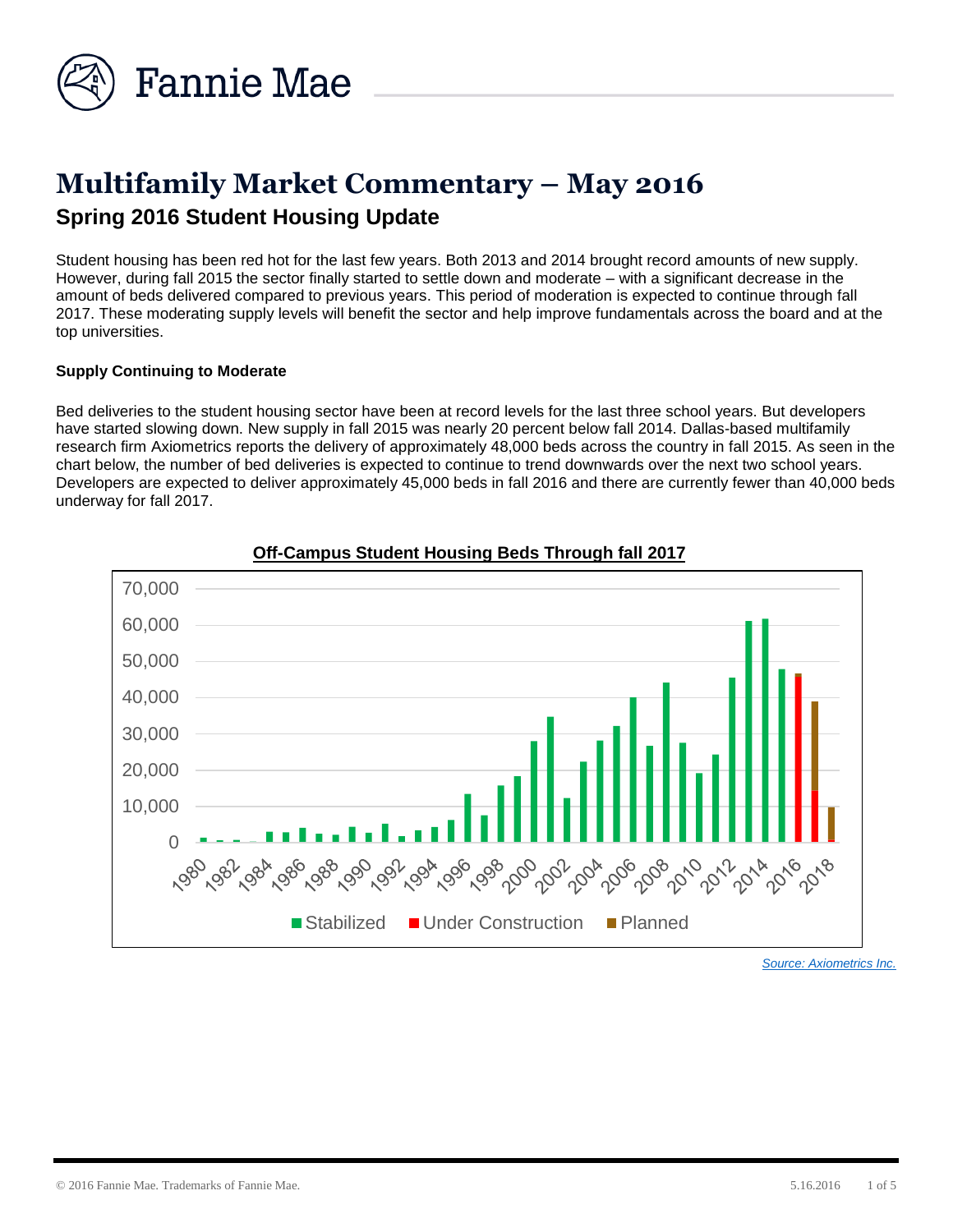# Multifamily Market Commentary – May 2016

## Spring 2016 Student Housing Update

Student housing has been red hot for the last few years. Both 2013 and 2014 brought record amounts of new supply. However, during fall 2015 the sector finally started to settle down and moderate – with a significant decrease in the amount of beds delivered compared to previous years. This period of moderation is expected to continue through fall 2017. These moderating supply levels will benefit the sector and help improve fundamentals across the board and at the top universities.

**Supply Continuing to Moderate**

Bed deliveries to the student housing sector have been at record levels for the last three school years. But developers have started slowing down. New supply in fall 2015 was nearly 20 percent below fall 2014. Dallas-based multifamily research firm Axiometrics reports the delivery of approximately 48,000 beds across the country in fall 2015. As seen in the chart below, the number of bed deliveries is expected to continue to trend downwards over the next two school years. Developers are expected to deliver approximately 45,000 beds in fall 2016 and there are currently fewer than 40,000 beds underway for fall 2017.

**Off-Campus Student Housing Beds Through fall 2017**

Legend: Stabilized, Under Construction, Planned

*Source: Axiometrics Inc.*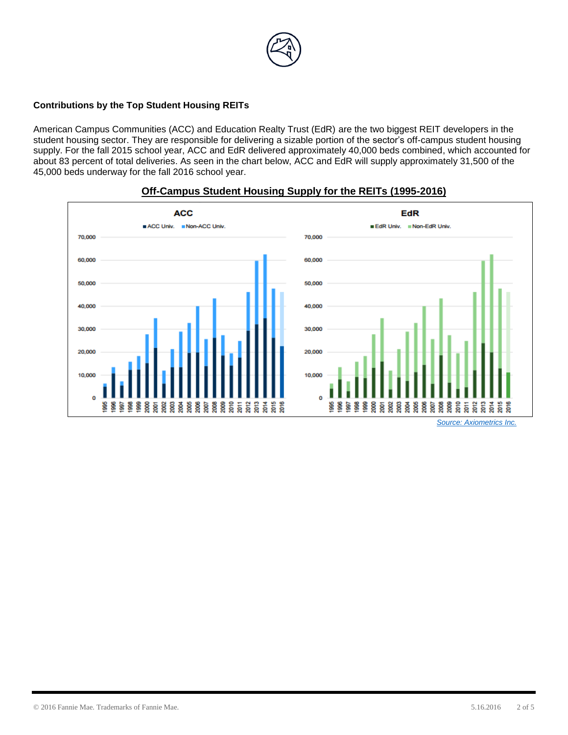### Contributions by the Top Student Housing REITs

American Campus Communities (ACC) and Education Realty Trust (EdR) are the two biggest REIT developers in the student housing sector. They are responsible for delivering a sizable portion of the sector's off-campus student housing supply. For the fall 2015 school year, ACC and EdR delivered approximately 40,000 beds combined, which accounted for about 83 percent of total deliveries. As seen in the chart below, ACC and EdR will supply approximately 31,500 of the 45,000 beds underway for the fall 2016 school year.

**Off-Campus Student Housing Supply for the REITs (1995-2016)**

*Source: Axiometrics Inc.*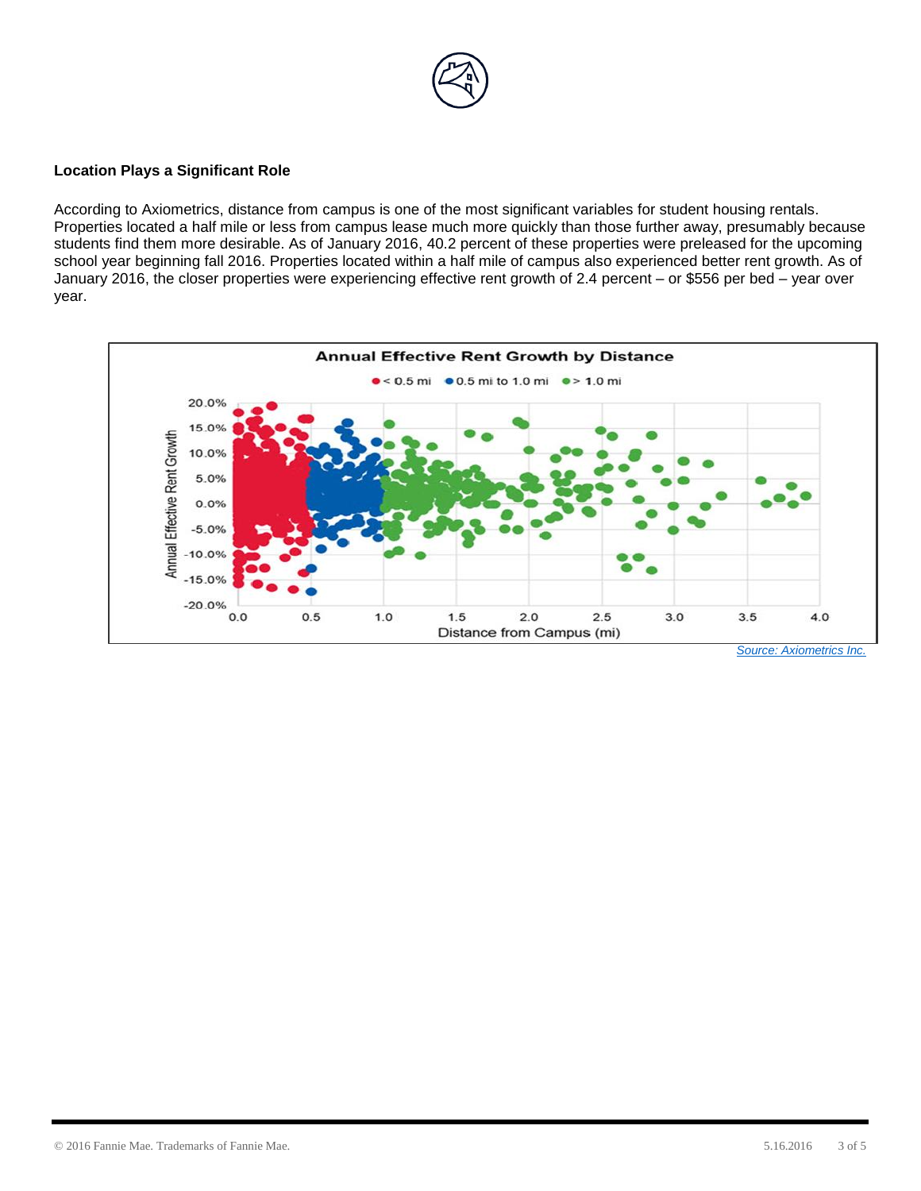### Location Plays a Significant Role

According to Axiometrics, distance from campus is one of the most significant variables for student housing rentals. Properties located a half mile or less from campus lease much more quickly than those further away, presumably because students find them more desirable. As of January 2016, 40.2 percent of these properties were preleased for the upcoming school year beginning fall 2016. Properties located within a half mile of campus also experienced better rent growth. As of January 2016, the closer properties were experiencing effective rent growth of 2.4 percent – or $556 per bed – year over year.

Source: Axiometrics Inc.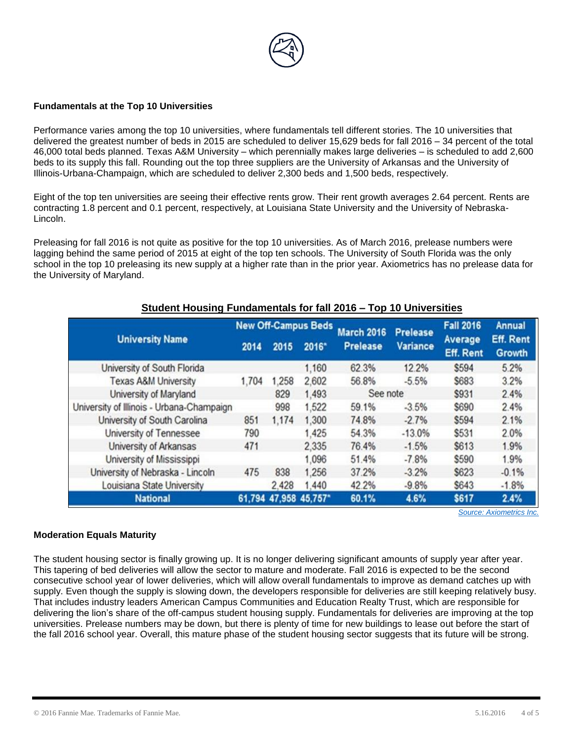**Fundamentals at the Top 10 Universities**

Performance varies among the top 10 universities, where fundamentals tell different stories. The 10 universities that delivered the greatest number of beds in 2015 are scheduled to deliver 15,629 beds for fall 2016 – 34 percent of the total 46,000 total beds planned. Texas A&M University – which perennially makes large deliveries – is scheduled to add 2,600 beds to its supply this fall. Rounding out the top three suppliers are the University of Arkansas and the University of Illinois-Urbana-Champaign, which are scheduled to deliver 2,300 beds and 1,500 beds, respectively.

Eight of the top ten universities are seeing their effective rents grow. Their rent growth averages 2.64 percent. Rents are contracting 1.8 percent and 0.1 percent, respectively, at Louisiana State University and the University of Nebraska-Lincoln.

Preleasing for fall 2016 is not quite as positive for the top 10 universities. As of March 2016, prelease numbers were lagging behind the same period of 2015 at eight of the top ten schools. The University of South Florida was the only school in the top 10 preleasing its new supply at a higher rate than in the prior year. Axiometrics has no prelease data for the University of Maryland.

**Student Housing Fundamentals for fall 2016 – Top 10 Universities**

| University Name | New Off-Campus Beds | | | March 2016 Prelease | Prelease Variance | Fall 2016 Average Eff. Rent | Annual Eff. Rent Growth |
|---|---|---|---|---|---|---|---|
| | 2014 | 2015 | 2016* | | | | |
| University of South Florida | | | 1,160 | 62.3% | 12.2% | $594 | 5.2% |
| Texas A&M University | 1,704 | 1,258 | 2,602 | 56.8% | -5.5% | $683 | 3.2% |
| University of Maryland | | 829 | 1,493 | See note | | $931 | 2.4% |
| University of Illinois - Urbana-Champaign | | 998 | 1,522 | 59.1% | -3.5% | $690 | 2.4% |
| University of South Carolina | 851 | 1,174 | 1,300 | 74.8% | -2.7% | $594 | 2.1% |
| University of Tennessee | 790 | | 1,425 | 54.3% | -13.0% | $531 | 2.0% |
| University of Arkansas | 471 | | 2,335 | 76.4% | -1.5% | $613 | 1.9% |
| University of Mississippi | | | 1,096 | 51.4% | -7.8% | $590 | 1.9% |
| University of Nebraska - Lincoln | 475 | 838 | 1,256 | 37.2% | -3.2% | $623 | -0.1% |
| Louisiana State University | | 2,428 | 1,440 | 42.2% | -9.8% | $643 | -1.8% |
| **National** | **61,794** | **47,958** | **45,757*** | **60.1%** | **4.6%** | **$617** | **2.4%** |

*Source: Axiometrics Inc.*

**Moderation Equals Maturity**

The student housing sector is finally growing up. It is no longer delivering significant amounts of supply year after year. This tapering of bed deliveries will allow the sector to mature and moderate. Fall 2016 is expected to be the second consecutive school year of lower deliveries, which will allow overall fundamentals to improve as demand catches up with supply. Even though the supply is slowing down, the developers responsible for deliveries are still keeping relatively busy. That includes industry leaders American Campus Communities and Education Realty Trust, which are responsible for delivering the lion's share of the off-campus student housing supply. Fundamentals for deliveries are improving at the top universities. Prelease numbers may be down, but there is plenty of time for new buildings to lease out before the start of the fall 2016 school year. Overall, this mature phase of the student housing sector suggests that its future will be strong.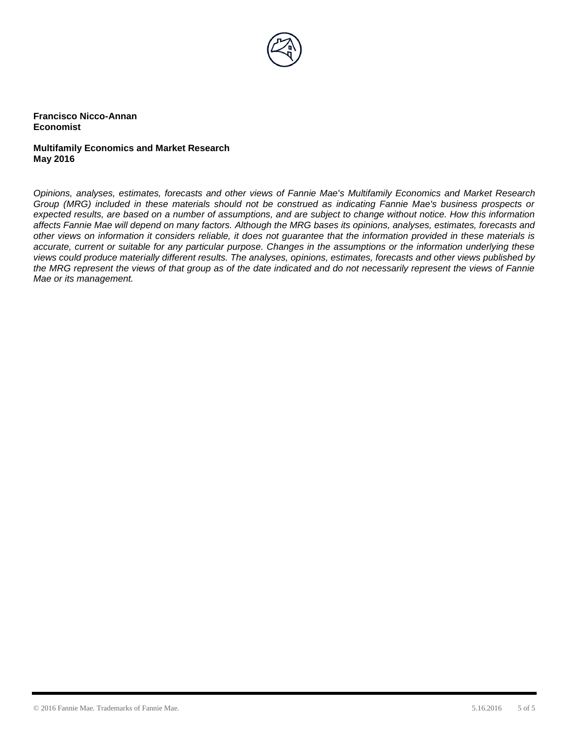**Francisco Nicco-Annan**
**Economist**

**Multifamily Economics and Market Research**
**May 2016**

*Opinions, analyses, estimates, forecasts and other views of Fannie Mae's Multifamily Economics and Market Research Group (MRG) included in these materials should not be construed as indicating Fannie Mae's business prospects or expected results, are based on a number of assumptions, and are subject to change without notice. How this information affects Fannie Mae will depend on many factors. Although the MRG bases its opinions, analyses, estimates, forecasts and other views on information it considers reliable, it does not guarantee that the information provided in these materials is accurate, current or suitable for any particular purpose. Changes in the assumptions or the information underlying these views could produce materially different results. The analyses, opinions, estimates, forecasts and other views published by the MRG represent the views of that group as of the date indicated and do not necessarily represent the views of Fannie Mae or its management.*